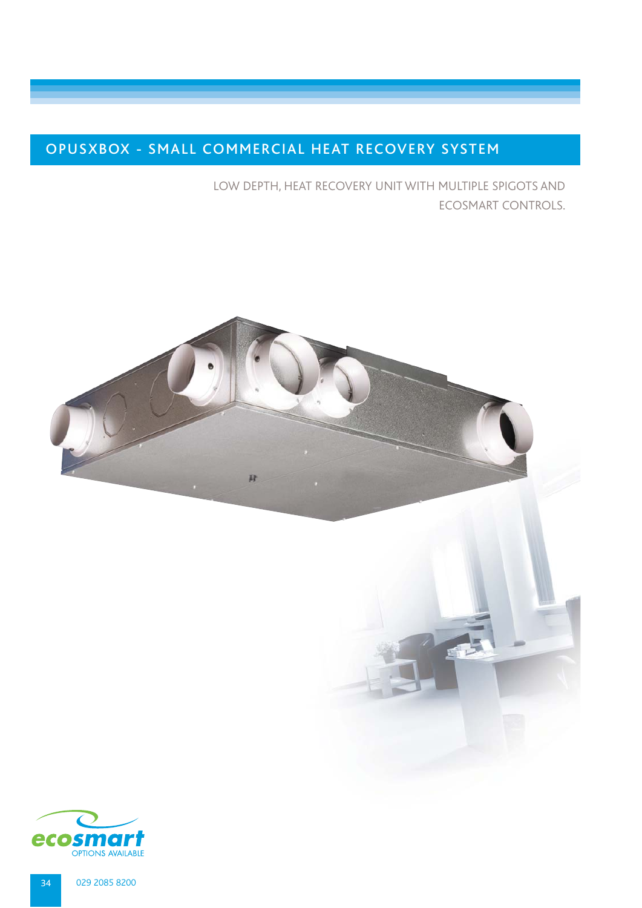# OPUSXBOX - SMALL COMMERCIAL HEAT RECOVERY SYSTEM

LOW DEPTH, HEAT RECOVERY UNIT WITH MULTIPLE SPIGOTS AND ECOSMART CONTROLS.

ecosmart OPTIONS AVAILABLE

029 2085 8200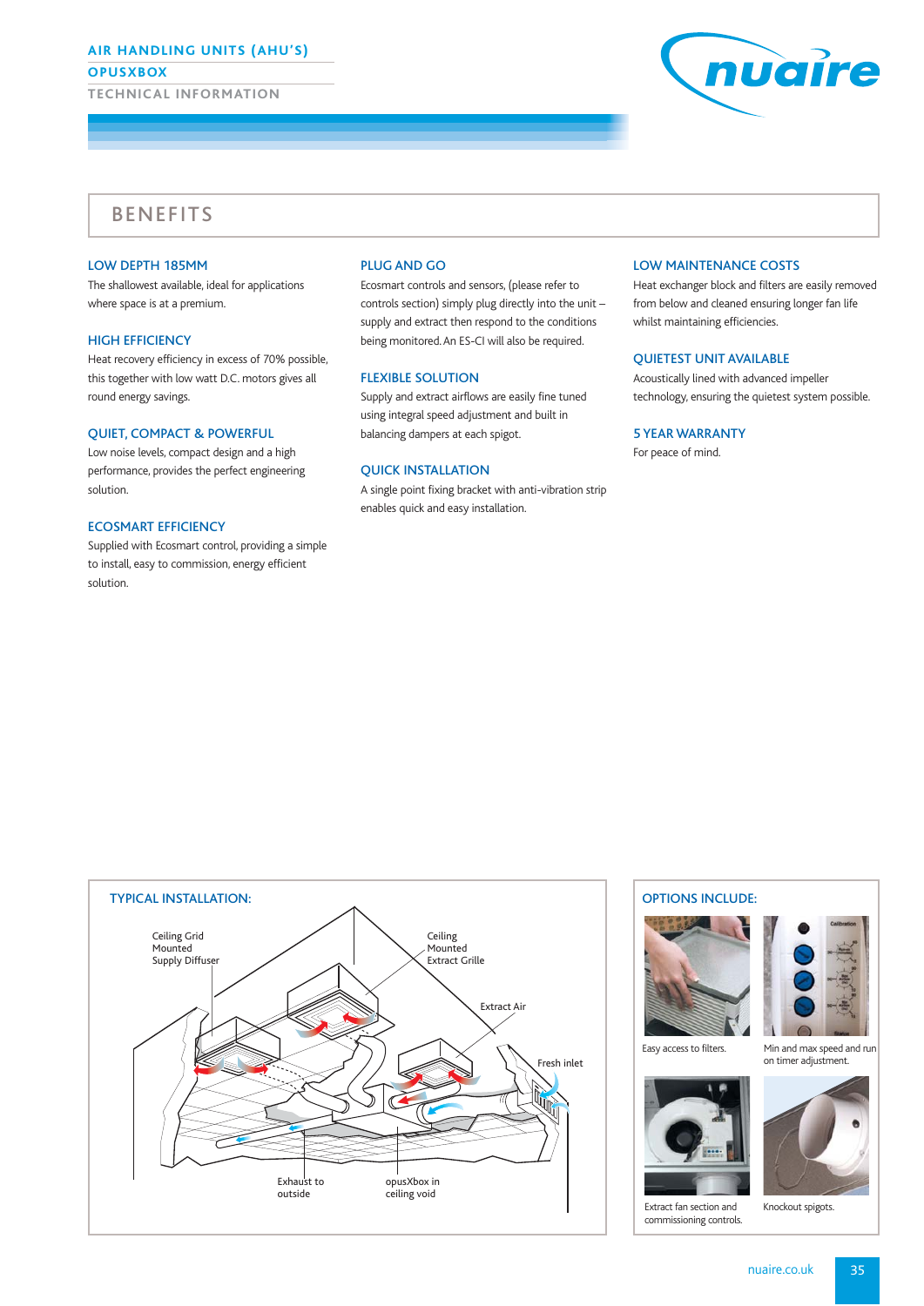# BENEFITS

### LOW DEPTH 185MM
The shallowest available, ideal for applications where space is at a premium.

### HIGH EFFICIENCY
Heat recovery efficiency in excess of 70% possible, this together with low watt D.C. motors gives all round energy savings.

### QUIET, COMPACT & POWERFUL
Low noise levels, compact design and a high performance, provides the perfect engineering solution.

### ECOSMART EFFICIENCY
Supplied with Ecosmart control, providing a simple to install, easy to commission, energy efficient solution.

### PLUG AND GO
Ecosmart controls and sensors, (please refer to controls section) simply plug directly into the unit – supply and extract then respond to the conditions being monitored. An ES-CI will also be required.

### FLEXIBLE SOLUTION
Supply and extract airflows are easily fine tuned using integral speed adjustment and built in balancing dampers at each spigot.

### QUICK INSTALLATION
A single point fixing bracket with anti-vibration strip enables quick and easy installation.

### LOW MAINTENANCE COSTS
Heat exchanger block and filters are easily removed from below and cleaned ensuring longer fan life whilst maintaining efficiencies.

### QUIETEST UNIT AVAILABLE
Acoustically lined with advanced impeller technology, ensuring the quietest system possible.

### 5 YEAR WARRANTY
For peace of mind.

## TYPICAL INSTALLATION:

Ceiling Grid Mounted Supply Diffuser

Ceiling Mounted Extract Grille

Extract Air

Fresh inlet

Exhaust to outside

opusXbox in ceiling void

## OPTIONS INCLUDE:

Easy access to filters.

Min and max speed and run on timer adjustment.

Extract fan section and commissioning controls.

Knockout spigots.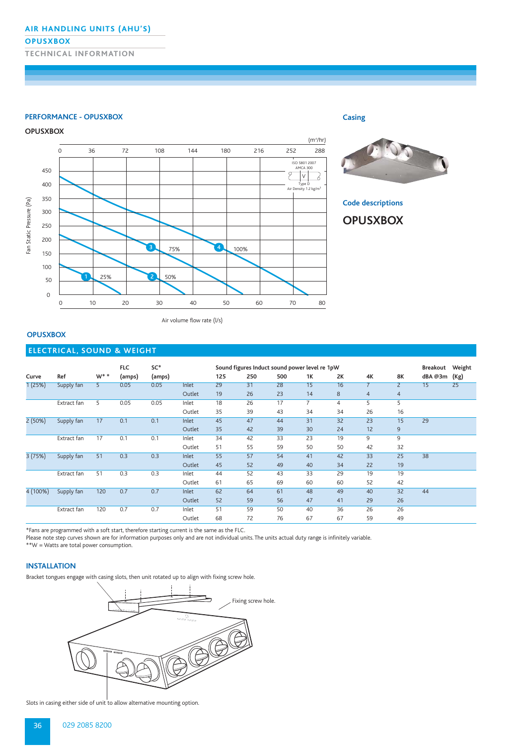# AIR HANDLING UNITS (AHU'S)

## OPUSXBOX

### TECHNICAL INFORMATION

## PERFORMANCE - OPUSXBOX

**OPUSXBOX**

(m³/hr)

0 36 72 108 144 180 216 252 288

ISO 5801 2007
AMCA 300
Type D
Air Density 1.2 kg/m³

Fan Static Pressure (Pa)

1 25% 2 50% 3 75% 4 100%

0 10 20 30 40 50 60 70 80

Air volume flow rate (l/s)

## Casing

## Code descriptions

## OPUSXBOX

## OPUSXBOX

## ELECTRICAL, SOUND & WEIGHT

| Curve | Ref | W** | FLC (amps) | SC* (amps) | | Sound figures Induct sound power level re 1pW 125 | 250 | 500 | 1K | 2K | 4K | 8K | Breakout dBA @3m | Weight (Kg) |
|---|---|---|---|---|---|---|---|---|---|---|---|---|---|---|
| 1 (25%) | Supply fan | 5 | 0.05 | 0.05 | Inlet | 29 | 31 | 28 | 15 | 16 | 7 | 2 | 15 | 25 |
| | | | | | Outlet | 19 | 26 | 23 | 14 | 8 | 4 | 4 | | |
| | Extract fan | 5 | 0.05 | 0.05 | Inlet | 18 | 26 | 17 | 7 | 4 | 5 | 5 | | |
| | | | | | Outlet | 35 | 39 | 43 | 34 | 34 | 26 | 16 | | |
| 2 (50%) | Supply fan | 17 | 0.1 | 0.1 | Inlet | 45 | 47 | 44 | 31 | 32 | 23 | 15 | 29 | |
| | | | | | Outlet | 35 | 42 | 39 | 30 | 24 | 12 | 9 | | |
| | Extract fan | 17 | 0.1 | 0.1 | Inlet | 34 | 42 | 33 | 23 | 19 | 9 | 9 | | |
| | | | | | Outlet | 51 | 55 | 59 | 50 | 50 | 42 | 32 | | |
| 3 (75%) | Supply fan | 51 | 0.3 | 0.3 | Inlet | 55 | 57 | 54 | 41 | 42 | 33 | 25 | 38 | |
| | | | | | Outlet | 45 | 52 | 49 | 40 | 34 | 22 | 19 | | |
| | Extract fan | 51 | 0.3 | 0.3 | Inlet | 44 | 52 | 43 | 33 | 29 | 19 | 19 | | |
| | | | | | Outlet | 61 | 65 | 69 | 60 | 60 | 52 | 42 | | |
| 4 (100%) | Supply fan | 120 | 0.7 | 0.7 | Inlet | 62 | 64 | 61 | 48 | 49 | 40 | 32 | 44 | |
| | | | | | Outlet | 52 | 59 | 56 | 47 | 41 | 29 | 26 | | |
| | Extract fan | 120 | 0.7 | 0.7 | Inlet | 51 | 59 | 50 | 40 | 36 | 26 | 26 | | |
| | | | | | Outlet | 68 | 72 | 76 | 67 | 67 | 59 | 49 | | |

*Fans are programmed with a soft start, therefore starting current is the same as the FLC.
Please note step curves shown are for information purposes only and are not individual units. The units actual duty range is infinitely variable.
**W = Watts are total power consumption.

## INSTALLATION

Bracket tongues engage with casing slots, then unit rotated up to align with fixing screw hole.

Fixing screw hole.

Slots in casing either side of unit to allow alternative mounting option.

029 2085 8200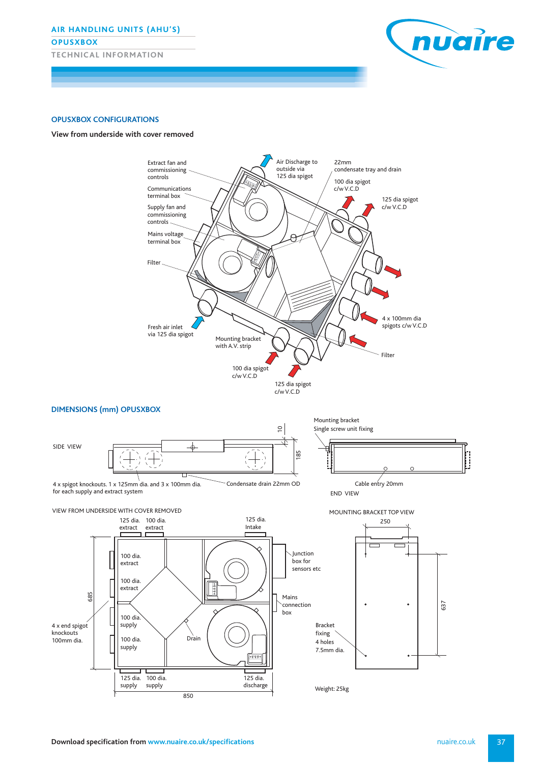AIR HANDLING UNITS (AHU'S)

OPUSXBOX

TECHNICAL INFORMATION

## OPUSXBOX CONFIGURATIONS

View from underside with cover removed

Extract fan and commissioning controls

Communications terminal box

Supply fan and commissioning controls

Mains voltage terminal box

Filter

Fresh air inlet via 125 dia spigot

Air Discharge to outside via 125 dia spigot

22mm condensate tray and drain

100 dia spigot c/w V.C.D

125 dia spigot c/w V.C.D

4 x 100mm dia spigots c/w V.C.D

Filter

Mounting bracket with A.V. strip

100 dia spigot c/w V.C.D

125 dia spigot c/w V.C.D

## DIMENSIONS (mm) OPUSXBOX

SIDE VIEW

10

185

4 x spigot knockouts. 1 x 125mm dia. and 3 x 100mm dia. for each supply and extract system

Condensate drain 22mm OD

Mounting bracket Single screw unit fixing

Cable entry 20mm

END VIEW

VIEW FROM UNDERSIDE WITH COVER REMOVED

125 dia. extract

100 dia. extract

125 dia. Intake

100 dia. extract

100 dia. extract

100 dia. supply

100 dia. supply

Drain

Junction box for sensors etc

Mains connection box

685

4 x end spigot knockouts 100mm dia.

125 dia. supply

100 dia. supply

125 dia. discharge

850

MOUNTING BRACKET TOP VIEW

250

637

Bracket fixing 4 holes 7.5mm dia.

Weight: 25kg

**Download specification from** www.nuaire.co.uk/specifications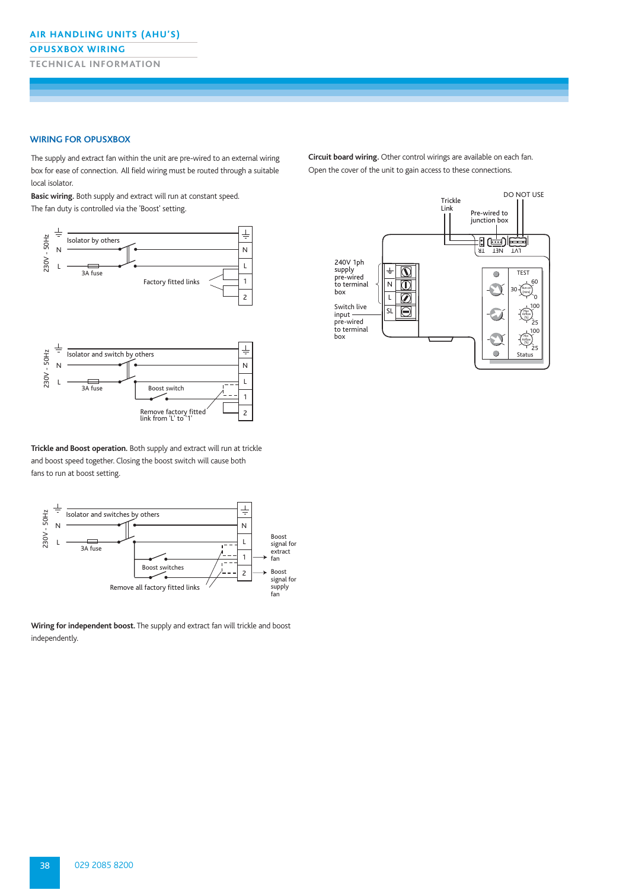AIR HANDLING UNITS (AHU'S)

OPUSXBOX WIRING

TECHNICAL INFORMATION

## WIRING FOR OPUSXBOX

The supply and extract fan within the unit are pre-wired to an external wiring box for ease of connection. All field wiring must be routed through a suitable local isolator.

**Basic wiring.** Both supply and extract will run at constant speed. The fan duty is controlled via the 'Boost' setting.

230V - 50Hz
N
L
Isolator by others
3A fuse
Factory fitted links
⏚
N
L
1
2

230V - 50Hz
N
L
Isolator and switch by others
3A fuse
Boost switch
Remove factory fitted link from 'L' to '1'
⏚
N
L
1
2

**Trickle and Boost operation.** Both supply and extract will run at trickle and boost speed together. Closing the boost switch will cause both fans to run at boost setting.

230V - 50Hz
N
L
Isolator and switches by others
3A fuse
Boost switches
Remove all factory fitted links
⏚
N
L
1
2
Boost signal for extract fan
Boost signal for supply fan

**Wiring for independent boost.** The supply and extract fan will trickle and boost independently.

**Circuit board wiring.** Other control wirings are available on each fan. Open the cover of the unit to gain access to these connections.

Trickle Link
Pre-wired to junction box
DO NOT USE
TR
NET
LVI
240V 1ph supply pre-wired to terminal box
Switch live input pre-wired to terminal box
⏚
N
L
SL
TEST
60
30
0
100
25
100
25
Status

029 2085 8200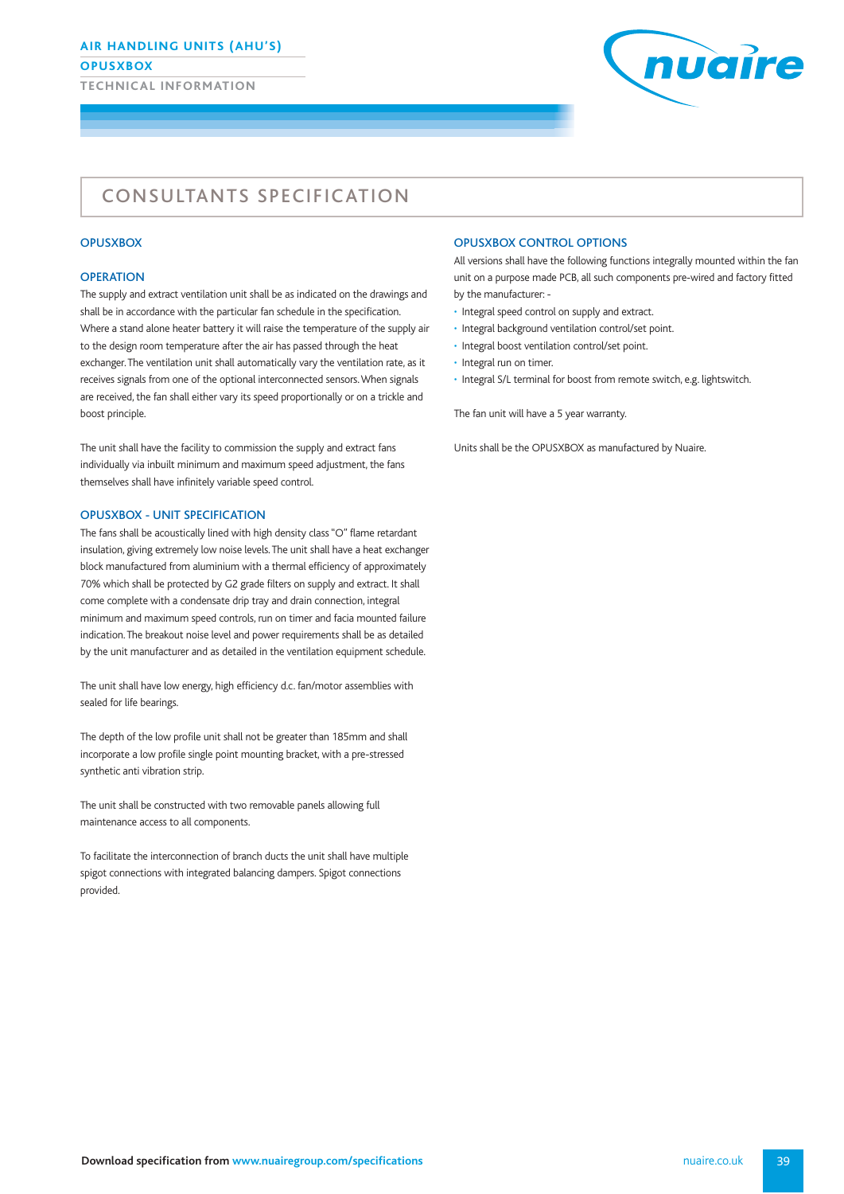# CONSULTANTS SPECIFICATION

## OPUSXBOX

### OPERATION

The supply and extract ventilation unit shall be as indicated on the drawings and shall be in accordance with the particular fan schedule in the specification. Where a stand alone heater battery it will raise the temperature of the supply air to the design room temperature after the air has passed through the heat exchanger. The ventilation unit shall automatically vary the ventilation rate, as it receives signals from one of the optional interconnected sensors. When signals are received, the fan shall either vary its speed proportionally or on a trickle and boost principle.

The unit shall have the facility to commission the supply and extract fans individually via inbuilt minimum and maximum speed adjustment, the fans themselves shall have infinitely variable speed control.

### OPUSXBOX - UNIT SPECIFICATION

The fans shall be acoustically lined with high density class "O" flame retardant insulation, giving extremely low noise levels. The unit shall have a heat exchanger block manufactured from aluminium with a thermal efficiency of approximately 70% which shall be protected by G2 grade filters on supply and extract. It shall come complete with a condensate drip tray and drain connection, integral minimum and maximum speed controls, run on timer and facia mounted failure indication. The breakout noise level and power requirements shall be as detailed by the unit manufacturer and as detailed in the ventilation equipment schedule.

The unit shall have low energy, high efficiency d.c. fan/motor assemblies with sealed for life bearings.

The depth of the low profile unit shall not be greater than 185mm and shall incorporate a low profile single point mounting bracket, with a pre-stressed synthetic anti vibration strip.

The unit shall be constructed with two removable panels allowing full maintenance access to all components.

To facilitate the interconnection of branch ducts the unit shall have multiple spigot connections with integrated balancing dampers. Spigot connections provided.

### OPUSXBOX CONTROL OPTIONS

All versions shall have the following functions integrally mounted within the fan unit on a purpose made PCB, all such components pre-wired and factory fitted by the manufacturer: -

- Integral speed control on supply and extract.
- Integral background ventilation control/set point.
- Integral boost ventilation control/set point.
- Integral run on timer.
- Integral S/L terminal for boost from remote switch, e.g. lightswitch.

The fan unit will have a 5 year warranty.

Units shall be the OPUSXBOX as manufactured by Nuaire.

**Download specification from** www.nuairegroup.com/specifications